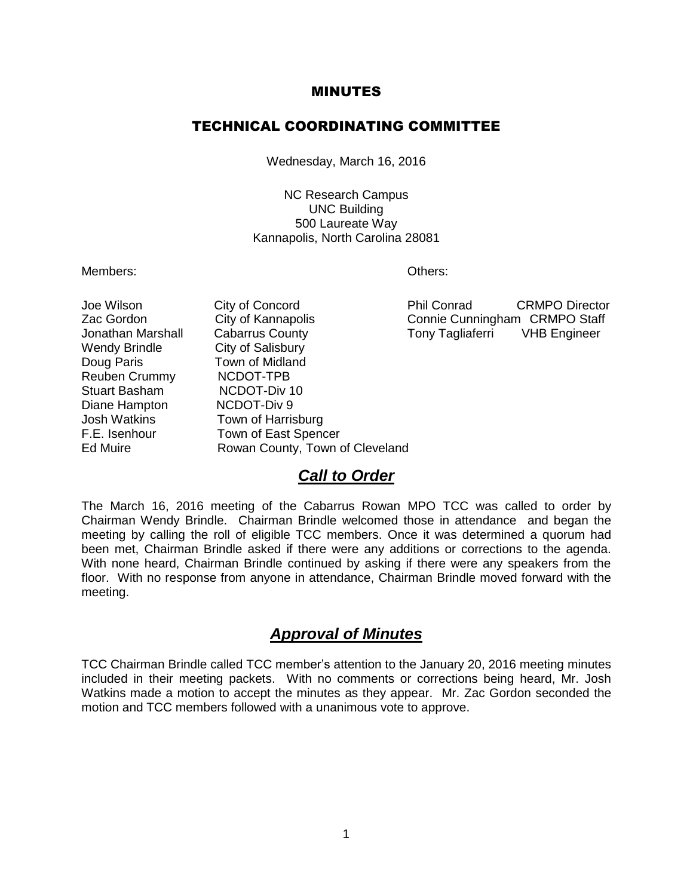# MINUTES

## TECHNICAL COORDINATING COMMITTEE

Wednesday, March 16, 2016

NC Research Campus
UNC Building
500 Laureate Way
Kannapolis, North Carolina 28081

| Members: | | Others: | |
|---|---|---|---|
| Joe Wilson | City of Concord | Phil Conrad | CRMPO Director |
| Zac Gordon | City of Kannapolis | Connie Cunningham | CRMPO Staff |
| Jonathan Marshall | Cabarrus County | Tony Tagliaferri | VHB Engineer |
| Wendy Brindle | City of Salisbury | | |
| Doug Paris | Town of Midland | | |
| Reuben Crummy | NCDOT-TPB | | |
| Stuart Basham | NCDOT-Div 10 | | |
| Diane Hampton | NCDOT-Div 9 | | |
| Josh Watkins | Town of Harrisburg | | |
| F.E. Isenhour | Town of East Spencer | | |
| Ed Muire | Rowan County, Town of Cleveland | | |

## ***Call to Order***

The March 16, 2016 meeting of the Cabarrus Rowan MPO TCC was called to order by Chairman Wendy Brindle. Chairman Brindle welcomed those in attendance and began the meeting by calling the roll of eligible TCC members. Once it was determined a quorum had been met, Chairman Brindle asked if there were any additions or corrections to the agenda. With none heard, Chairman Brindle continued by asking if there were any speakers from the floor. With no response from anyone in attendance, Chairman Brindle moved forward with the meeting.

## ***Approval of Minutes***

TCC Chairman Brindle called TCC member's attention to the January 20, 2016 meeting minutes included in their meeting packets. With no comments or corrections being heard, Mr. Josh Watkins made a motion to accept the minutes as they appear. Mr. Zac Gordon seconded the motion and TCC members followed with a unanimous vote to approve.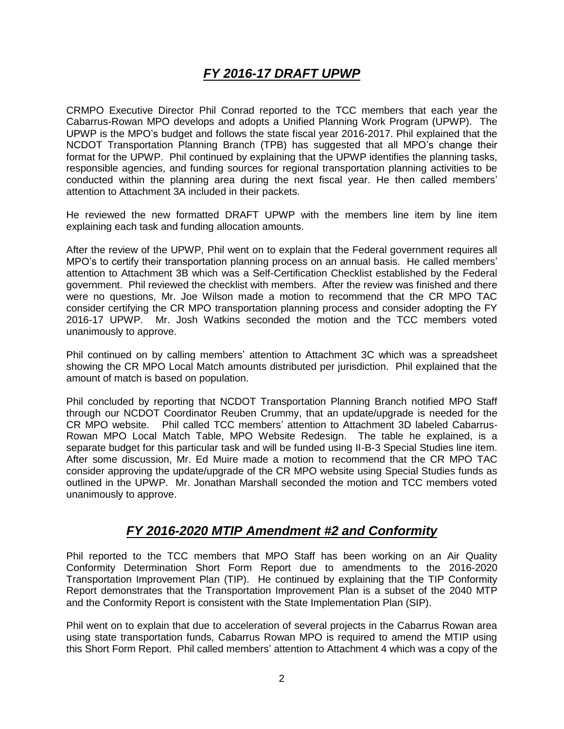## *FY 2016-17 DRAFT UPWP*

CRMPO Executive Director Phil Conrad reported to the TCC members that each year the Cabarrus-Rowan MPO develops and adopts a Unified Planning Work Program (UPWP). The UPWP is the MPO's budget and follows the state fiscal year 2016-2017. Phil explained that the NCDOT Transportation Planning Branch (TPB) has suggested that all MPO's change their format for the UPWP. Phil continued by explaining that the UPWP identifies the planning tasks, responsible agencies, and funding sources for regional transportation planning activities to be conducted within the planning area during the next fiscal year. He then called members' attention to Attachment 3A included in their packets.

He reviewed the new formatted DRAFT UPWP with the members line item by line item explaining each task and funding allocation amounts.

After the review of the UPWP, Phil went on to explain that the Federal government requires all MPO's to certify their transportation planning process on an annual basis. He called members' attention to Attachment 3B which was a Self-Certification Checklist established by the Federal government. Phil reviewed the checklist with members. After the review was finished and there were no questions, Mr. Joe Wilson made a motion to recommend that the CR MPO TAC consider certifying the CR MPO transportation planning process and consider adopting the FY 2016-17 UPWP. Mr. Josh Watkins seconded the motion and the TCC members voted unanimously to approve.

Phil continued on by calling members' attention to Attachment 3C which was a spreadsheet showing the CR MPO Local Match amounts distributed per jurisdiction. Phil explained that the amount of match is based on population.

Phil concluded by reporting that NCDOT Transportation Planning Branch notified MPO Staff through our NCDOT Coordinator Reuben Crummy, that an update/upgrade is needed for the CR MPO website. Phil called TCC members' attention to Attachment 3D labeled Cabarrus-Rowan MPO Local Match Table, MPO Website Redesign. The table he explained, is a separate budget for this particular task and will be funded using II-B-3 Special Studies line item. After some discussion, Mr. Ed Muire made a motion to recommend that the CR MPO TAC consider approving the update/upgrade of the CR MPO website using Special Studies funds as outlined in the UPWP. Mr. Jonathan Marshall seconded the motion and TCC members voted unanimously to approve.

## *FY 2016-2020 MTIP Amendment #2 and Conformity*

Phil reported to the TCC members that MPO Staff has been working on an Air Quality Conformity Determination Short Form Report due to amendments to the 2016-2020 Transportation Improvement Plan (TIP). He continued by explaining that the TIP Conformity Report demonstrates that the Transportation Improvement Plan is a subset of the 2040 MTP and the Conformity Report is consistent with the State Implementation Plan (SIP).

Phil went on to explain that due to acceleration of several projects in the Cabarrus Rowan area using state transportation funds, Cabarrus Rowan MPO is required to amend the MTIP using this Short Form Report. Phil called members' attention to Attachment 4 which was a copy of the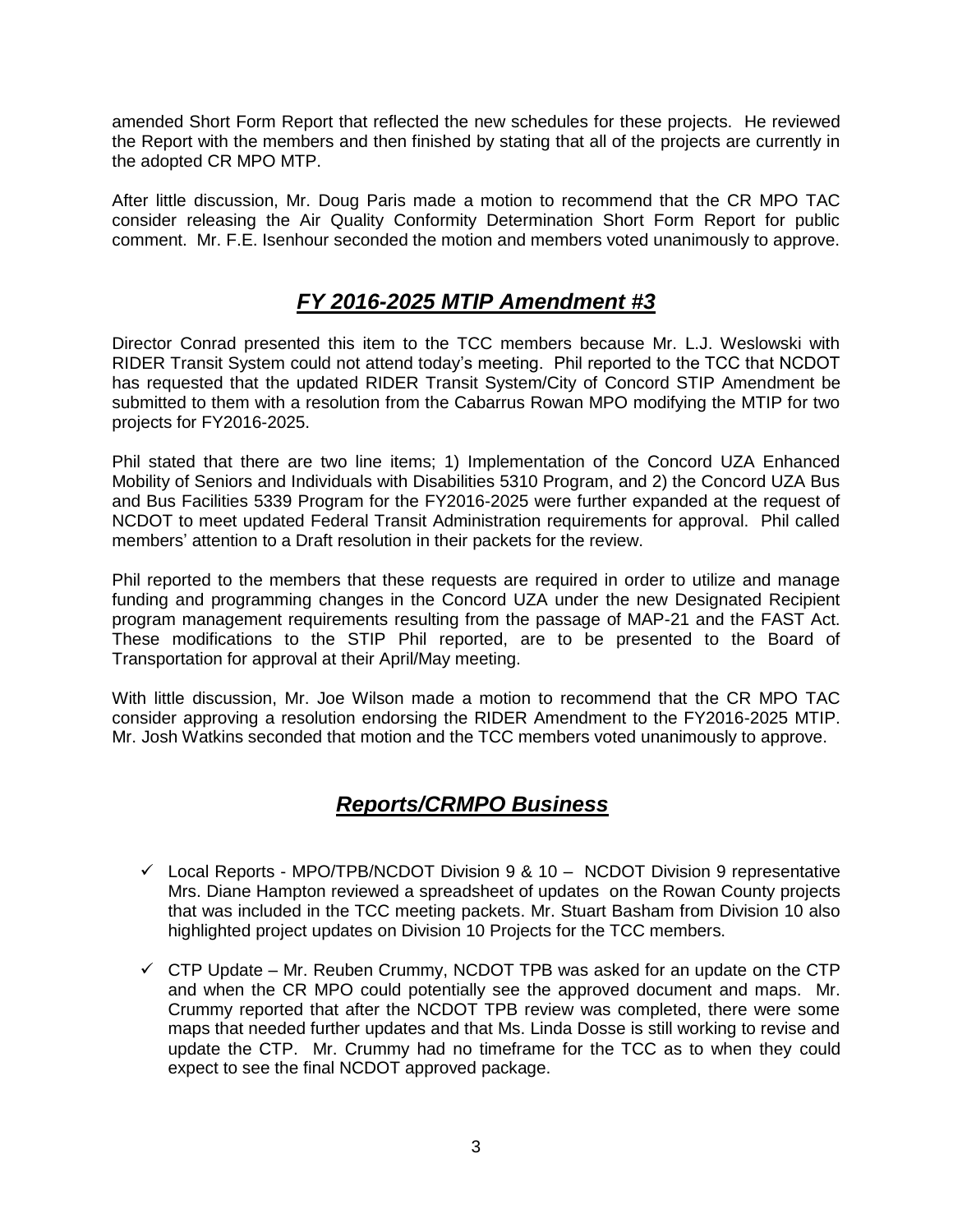amended Short Form Report that reflected the new schedules for these projects. He reviewed the Report with the members and then finished by stating that all of the projects are currently in the adopted CR MPO MTP.

After little discussion, Mr. Doug Paris made a motion to recommend that the CR MPO TAC consider releasing the Air Quality Conformity Determination Short Form Report for public comment. Mr. F.E. Isenhour seconded the motion and members voted unanimously to approve.

## ***FY 2016-2025 MTIP Amendment #3***

Director Conrad presented this item to the TCC members because Mr. L.J. Weslowski with RIDER Transit System could not attend today's meeting. Phil reported to the TCC that NCDOT has requested that the updated RIDER Transit System/City of Concord STIP Amendment be submitted to them with a resolution from the Cabarrus Rowan MPO modifying the MTIP for two projects for FY2016-2025.

Phil stated that there are two line items; 1) Implementation of the Concord UZA Enhanced Mobility of Seniors and Individuals with Disabilities 5310 Program, and 2) the Concord UZA Bus and Bus Facilities 5339 Program for the FY2016-2025 were further expanded at the request of NCDOT to meet updated Federal Transit Administration requirements for approval. Phil called members' attention to a Draft resolution in their packets for the review.

Phil reported to the members that these requests are required in order to utilize and manage funding and programming changes in the Concord UZA under the new Designated Recipient program management requirements resulting from the passage of MAP-21 and the FAST Act. These modifications to the STIP Phil reported, are to be presented to the Board of Transportation for approval at their April/May meeting.

With little discussion, Mr. Joe Wilson made a motion to recommend that the CR MPO TAC consider approving a resolution endorsing the RIDER Amendment to the FY2016-2025 MTIP. Mr. Josh Watkins seconded that motion and the TCC members voted unanimously to approve.

## ***Reports/CRMPO Business***

- ✓ Local Reports - MPO/TPB/NCDOT Division 9 & 10 – NCDOT Division 9 representative Mrs. Diane Hampton reviewed a spreadsheet of updates on the Rowan County projects that was included in the TCC meeting packets. Mr. Stuart Basham from Division 10 also highlighted project updates on Division 10 Projects for the TCC members.

- ✓ CTP Update – Mr. Reuben Crummy, NCDOT TPB was asked for an update on the CTP and when the CR MPO could potentially see the approved document and maps. Mr. Crummy reported that after the NCDOT TPB review was completed, there were some maps that needed further updates and that Ms. Linda Dosse is still working to revise and update the CTP. Mr. Crummy had no timeframe for the TCC as to when they could expect to see the final NCDOT approved package.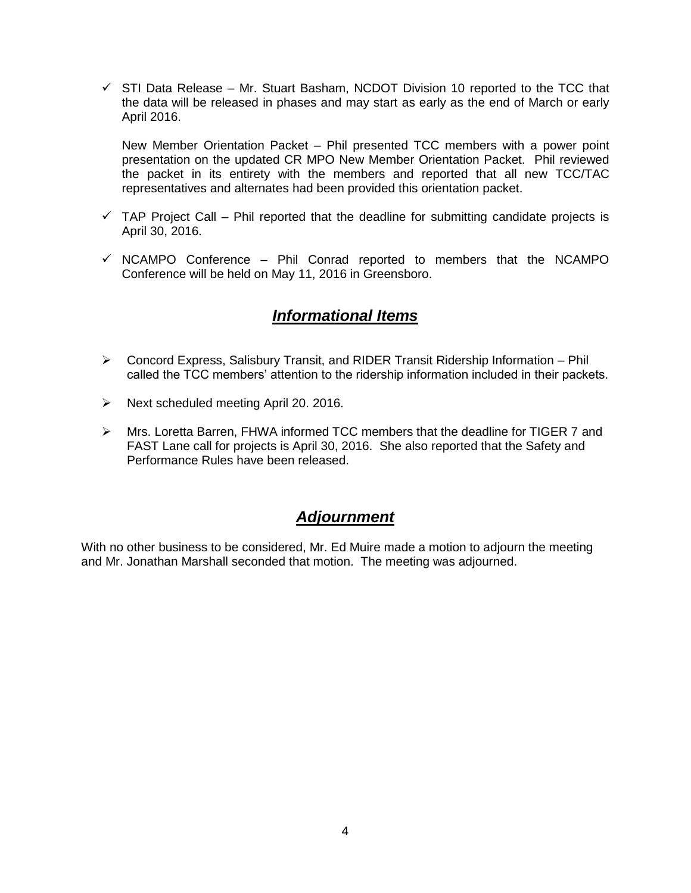- ✓ STI Data Release – Mr. Stuart Basham, NCDOT Division 10 reported to the TCC that the data will be released in phases and may start as early as the end of March or early April 2016.

  New Member Orientation Packet – Phil presented TCC members with a power point presentation on the updated CR MPO New Member Orientation Packet. Phil reviewed the packet in its entirety with the members and reported that all new TCC/TAC representatives and alternates had been provided this orientation packet.

- ✓ TAP Project Call – Phil reported that the deadline for submitting candidate projects is April 30, 2016.

- ✓ NCAMPO Conference – Phil Conrad reported to members that the NCAMPO Conference will be held on May 11, 2016 in Greensboro.

## ***Informational Items***

- ➢ Concord Express, Salisbury Transit, and RIDER Transit Ridership Information – Phil called the TCC members' attention to the ridership information included in their packets.

- ➢ Next scheduled meeting April 20. 2016.

- ➢ Mrs. Loretta Barren, FHWA informed TCC members that the deadline for TIGER 7 and FAST Lane call for projects is April 30, 2016. She also reported that the Safety and Performance Rules have been released.

## ***Adjournment***

With no other business to be considered, Mr. Ed Muire made a motion to adjourn the meeting and Mr. Jonathan Marshall seconded that motion. The meeting was adjourned.